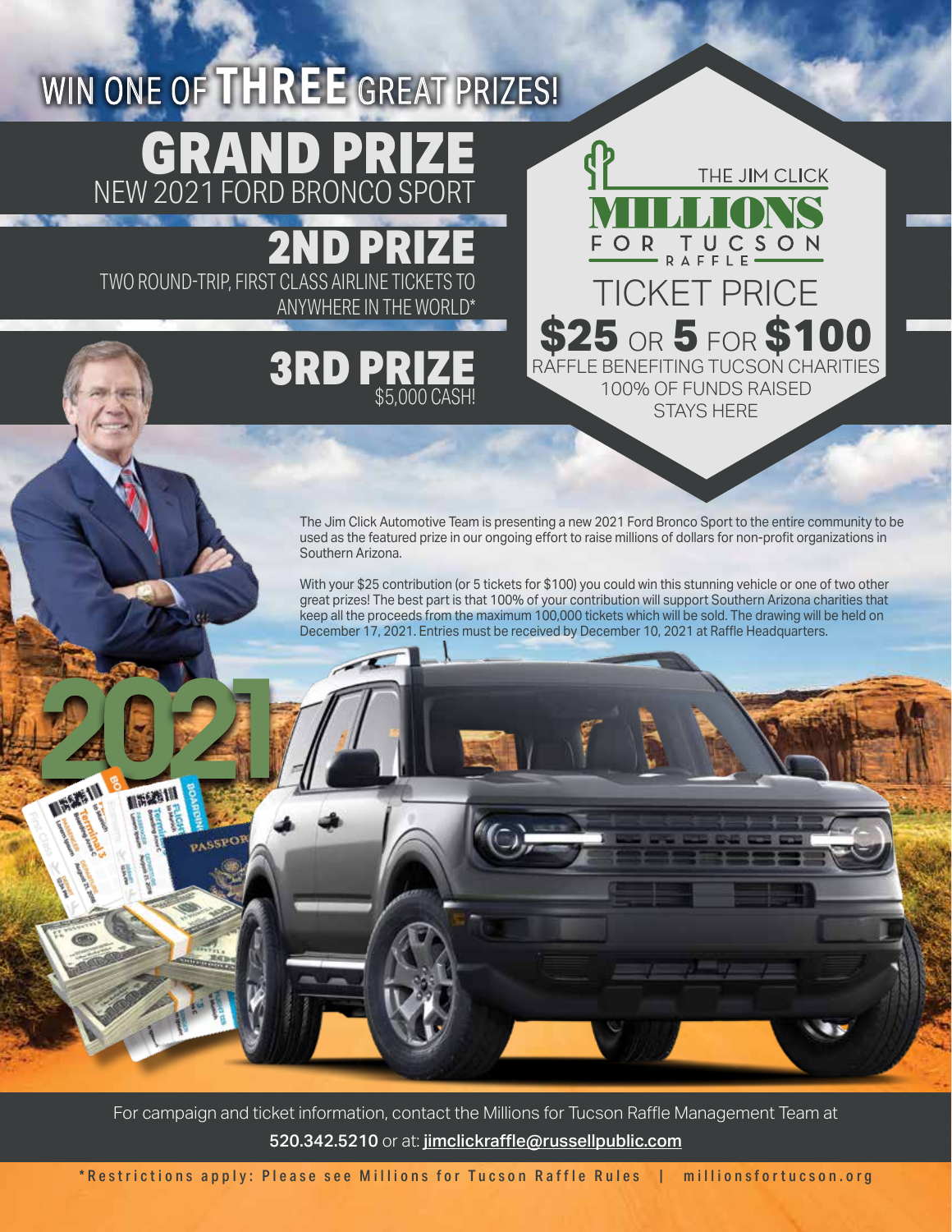# WIN ONE OF THREE GREAT PRIZES!

## GRAND PRIZE
NEW 2021 FORD BRONCO SPORT

## 2ND PRIZE
TWO ROUND-TRIP, FIRST CLASS AIRLINE TICKETS TO ANYWHERE IN THE WORLD*

## 3RD PRIZE
$5,000 CASH!

THE JIM CLICK **MILLIONS** FOR TUCSON RAFFLE

TICKET PRICE

**$25** OR **5** FOR **$100**

RAFFLE BENEFITING TUCSON CHARITIES
100% OF FUNDS RAISED STAYS HERE

The Jim Click Automotive Team is presenting a new 2021 Ford Bronco Sport to the entire community to be used as the featured prize in our ongoing effort to raise millions of dollars for non-profit organizations in Southern Arizona.

With your $25 contribution (or 5 tickets for $100) you could win this stunning vehicle or one of two other great prizes! The best part is that 100% of your contribution will support Southern Arizona charities that keep all the proceeds from the maximum 100,000 tickets which will be sold. The drawing will be held on December 17, 2021. Entries must be received by December 10, 2021 at Raffle Headquarters.

2021

For campaign and ticket information, contact the Millions for Tucson Raffle Management Team at **520.342.5210** or at: **jimclickraffle@russellpublic.com**

*Restrictions apply: Please see Millions for Tucson Raffle Rules | millionsfortucson.org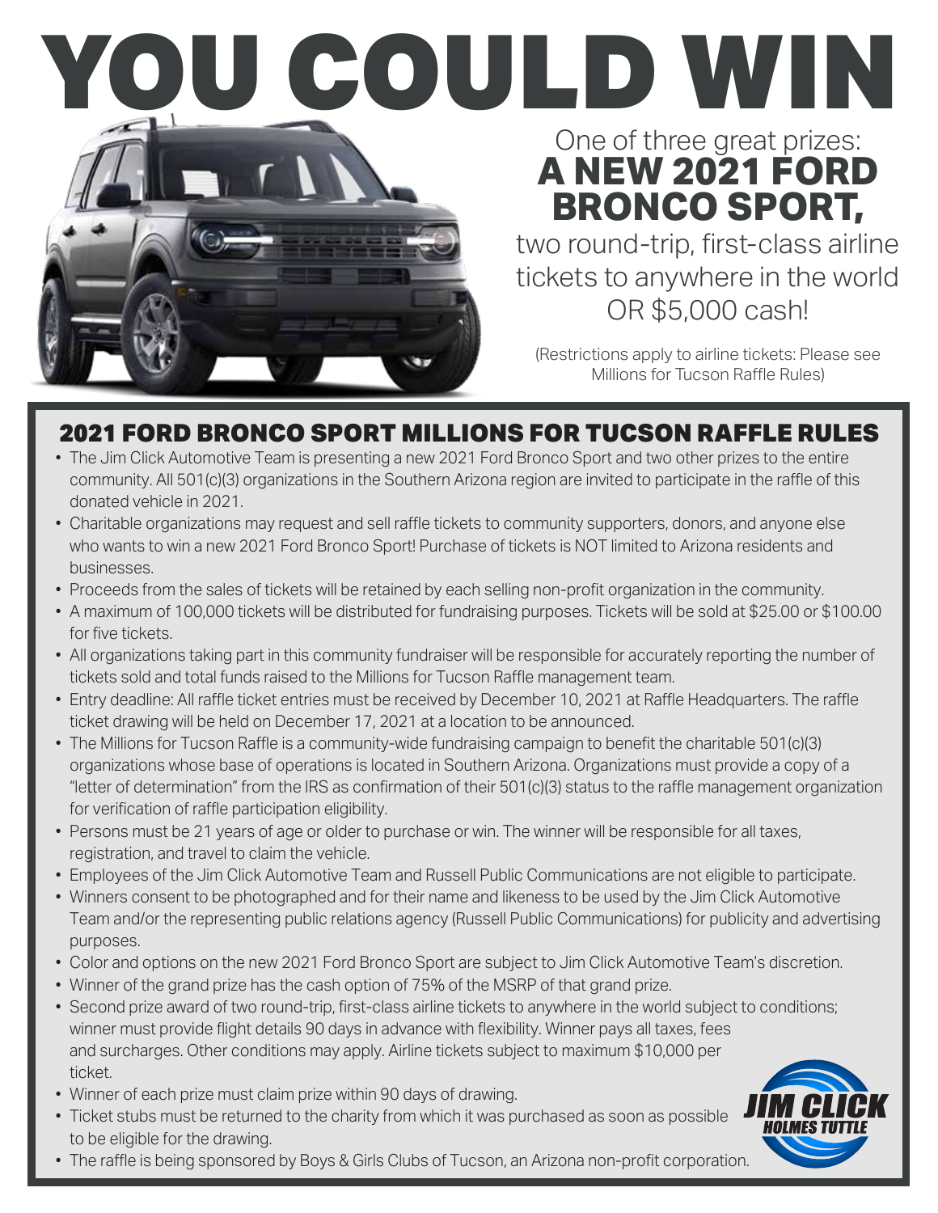# YOU COULD WIN

One of three great prizes:

**A NEW 2021 FORD BRONCO SPORT,**

two round-trip, first-class airline tickets to anywhere in the world OR $5,000 cash!

(Restrictions apply to airline tickets: Please see Millions for Tucson Raffle Rules)

## 2021 FORD BRONCO SPORT MILLIONS FOR TUCSON RAFFLE RULES

- The Jim Click Automotive Team is presenting a new 2021 Ford Bronco Sport and two other prizes to the entire community. All 501(c)(3) organizations in the Southern Arizona region are invited to participate in the raffle of this donated vehicle in 2021.
- Charitable organizations may request and sell raffle tickets to community supporters, donors, and anyone else who wants to win a new 2021 Ford Bronco Sport! Purchase of tickets is NOT limited to Arizona residents and businesses.
- Proceeds from the sales of tickets will be retained by each selling non-profit organization in the community.
- A maximum of 100,000 tickets will be distributed for fundraising purposes. Tickets will be sold at $25.00 or $100.00 for five tickets.
- All organizations taking part in this community fundraiser will be responsible for accurately reporting the number of tickets sold and total funds raised to the Millions for Tucson Raffle management team.
- Entry deadline: All raffle ticket entries must be received by December 10, 2021 at Raffle Headquarters. The raffle ticket drawing will be held on December 17, 2021 at a location to be announced.
- The Millions for Tucson Raffle is a community-wide fundraising campaign to benefit the charitable 501(c)(3) organizations whose base of operations is located in Southern Arizona. Organizations must provide a copy of a "letter of determination" from the IRS as confirmation of their 501(c)(3) status to the raffle management organization for verification of raffle participation eligibility.
- Persons must be 21 years of age or older to purchase or win. The winner will be responsible for all taxes, registration, and travel to claim the vehicle.
- Employees of the Jim Click Automotive Team and Russell Public Communications are not eligible to participate.
- Winners consent to be photographed and for their name and likeness to be used by the Jim Click Automotive Team and/or the representing public relations agency (Russell Public Communications) for publicity and advertising purposes.
- Color and options on the new 2021 Ford Bronco Sport are subject to Jim Click Automotive Team's discretion.
- Winner of the grand prize has the cash option of 75% of the MSRP of that grand prize.
- Second prize award of two round-trip, first-class airline tickets to anywhere in the world subject to conditions; winner must provide flight details 90 days in advance with flexibility. Winner pays all taxes, fees and surcharges. Other conditions may apply. Airline tickets subject to maximum $10,000 per ticket.
- Winner of each prize must claim prize within 90 days of drawing.
- Ticket stubs must be returned to the charity from which it was purchased as soon as possible to be eligible for the drawing.
- The raffle is being sponsored by Boys & Girls Clubs of Tucson, an Arizona non-profit corporation.

JIM CLICK HOLMES TUTTLE